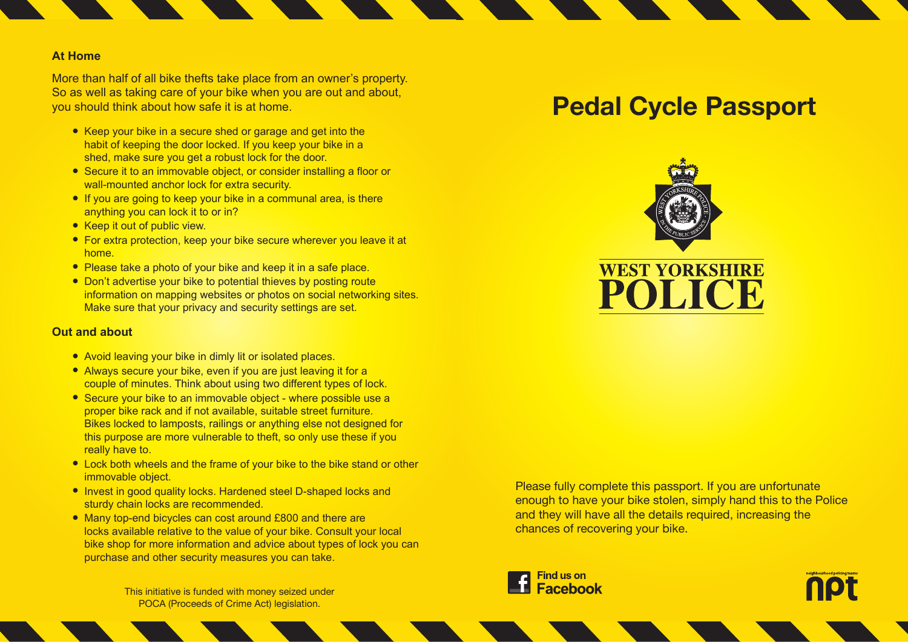## At Home

More than half of all bike thefts take place from an owner's property. So as well as taking care of your bike when you are out and about, you should think about how safe it is at home.

- Keep your bike in a secure shed or garage and get into the habit of keeping the door locked. If you keep your bike in a shed, make sure you get a robust lock for the door.
- Secure it to an immovable object, or consider installing a floor or wall-mounted anchor lock for extra security.
- If you are going to keep your bike in a communal area, is there anything you can lock it to or in?
- Keep it out of public view.
- For extra protection, keep your bike secure wherever you leave it at home.
- Please take a photo of your bike and keep it in a safe place.
- Don't advertise your bike to potential thieves by posting route information on mapping websites or photos on social networking sites. Make sure that your privacy and security settings are set.

## Out and about

- Avoid leaving your bike in dimly lit or isolated places.
- Always secure your bike, even if you are just leaving it for a couple of minutes. Think about using two different types of lock.
- Secure your bike to an immovable object - where possible use a proper bike rack and if not available, suitable street furniture. Bikes locked to lamposts, railings or anything else not designed for this purpose are more vulnerable to theft, so only use these if you really have to.
- Lock both wheels and the frame of your bike to the bike stand or other immovable object.
- Invest in good quality locks. Hardened steel D-shaped locks and sturdy chain locks are recommended.
- Many top-end bicycles can cost around £800 and there are locks available relative to the value of your bike. Consult your local bike shop for more information and advice about types of lock you can purchase and other security measures you can take.

This initiative is funded with money seized under POCA (Proceeds of Crime Act) legislation.

# Pedal Cycle Passport

WEST YORKSHIRE POLICE

Please fully complete this passport. If you are unfortunate enough to have your bike stolen, simply hand this to the Police and they will have all the details required, increasing the chances of recovering your bike.

Find us on Facebook

npt neighbourhood policing teams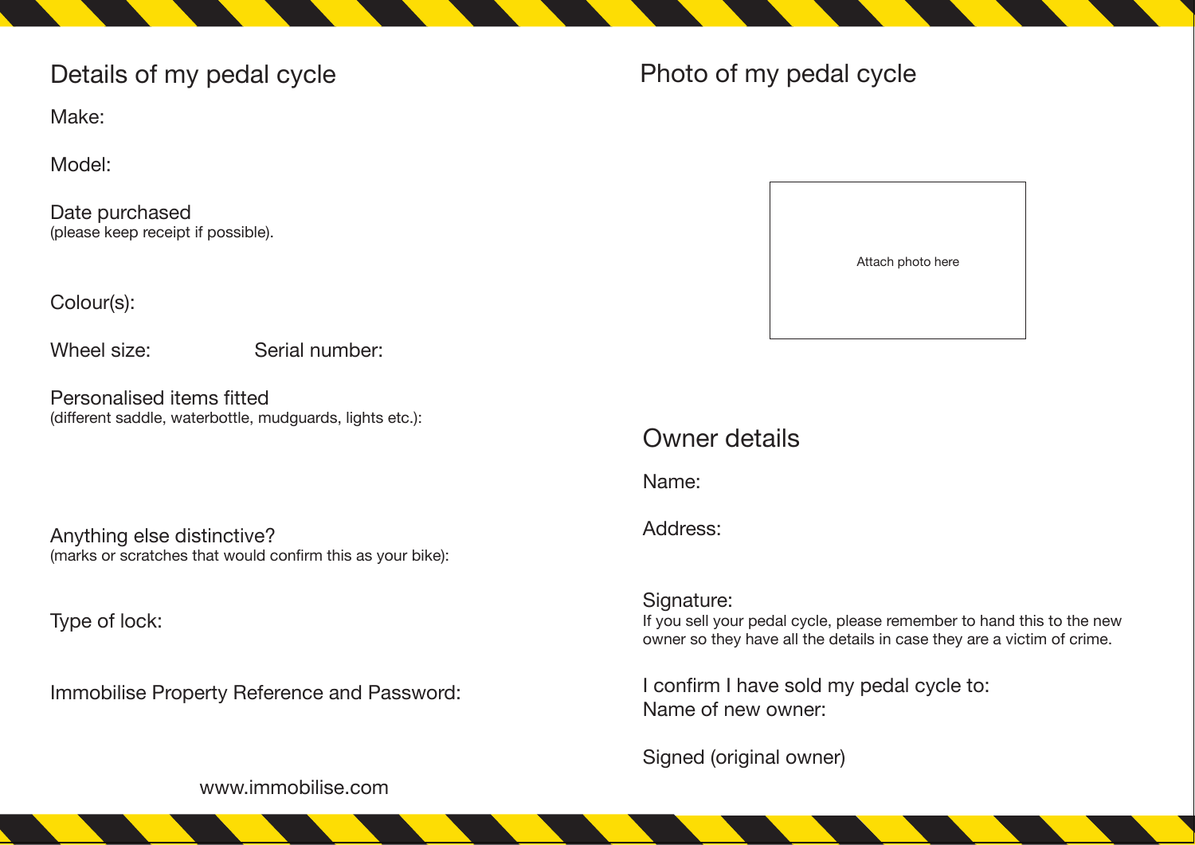## Details of my pedal cycle

Make:

Model:

Date purchased
(please keep receipt if possible).

Colour(s):

Wheel size: Serial number:

Personalised items fitted
(different saddle, waterbottle, mudguards, lights etc.):

Anything else distinctive?
(marks or scratches that would confirm this as your bike):

Type of lock:

Immobilise Property Reference and Password:

www.immobilise.com

## Photo of my pedal cycle

Attach photo here

## Owner details

Name:

Address:

Signature:
If you sell your pedal cycle, please remember to hand this to the new owner so they have all the details in case they are a victim of crime.

I confirm I have sold my pedal cycle to:
Name of new owner:

Signed (original owner)